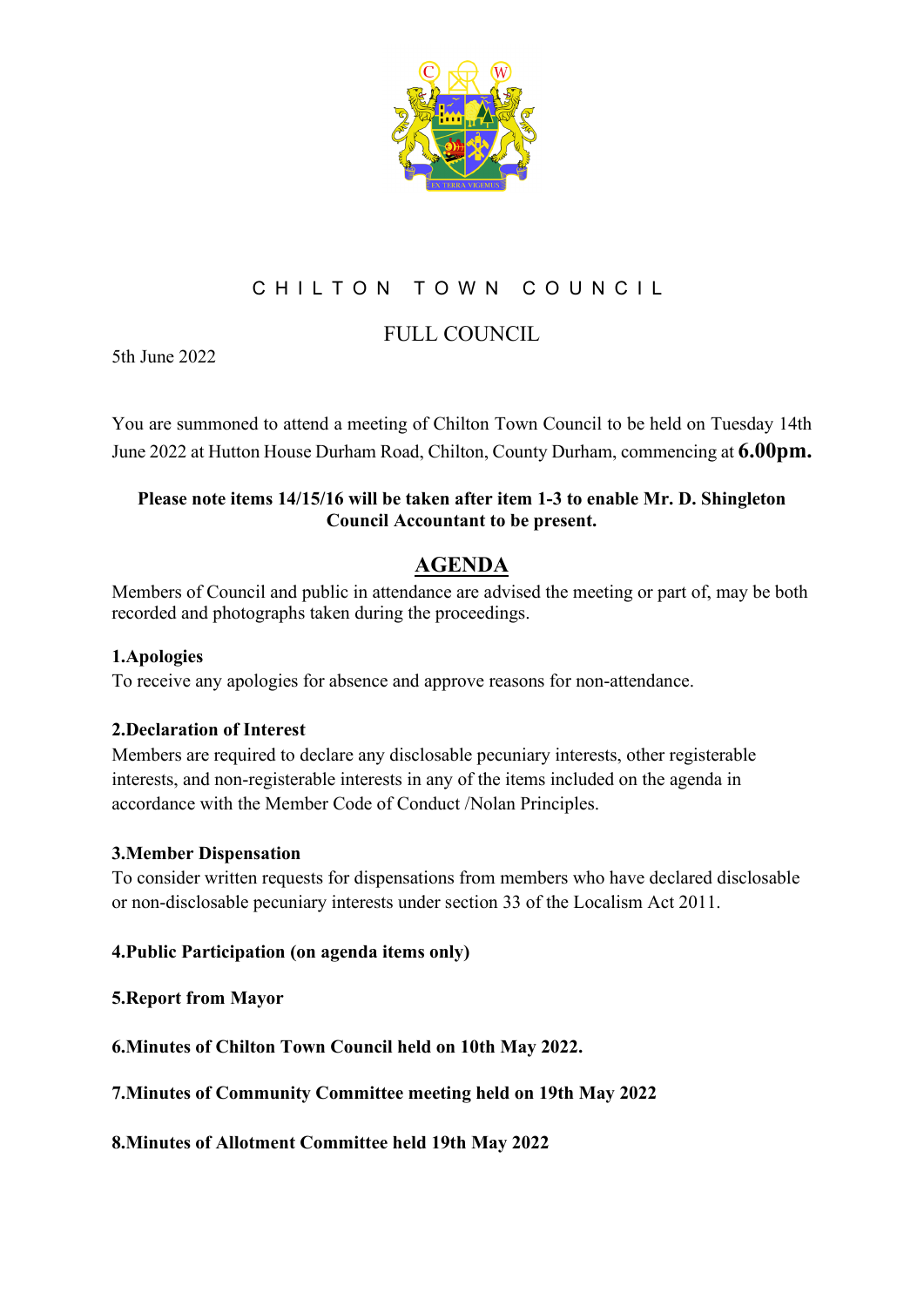# CHILTON TOWN COUNCIL

## FULL COUNCIL

5th June 2022

You are summoned to attend a meeting of Chilton Town Council to be held on Tuesday 14th June 2022 at Hutton House Durham Road, Chilton, County Durham, commencing at **6.00pm.**

**Please note items 14/15/16 will be taken after item 1-3 to enable Mr. D. Shingleton Council Accountant to be present.**

## AGENDA

Members of Council and public in attendance are advised the meeting or part of, may be both recorded and photographs taken during the proceedings.

**1.Apologies**

To receive any apologies for absence and approve reasons for non-attendance.

**2.Declaration of Interest**

Members are required to declare any disclosable pecuniary interests, other registerable interests, and non-registerable interests in any of the items included on the agenda in accordance with the Member Code of Conduct /Nolan Principles.

**3.Member Dispensation**

To consider written requests for dispensations from members who have declared disclosable or non-disclosable pecuniary interests under section 33 of the Localism Act 2011.

**4.Public Participation (on agenda items only)**

**5.Report from Mayor**

**6.Minutes of Chilton Town Council held on 10th May 2022.**

**7.Minutes of Community Committee meeting held on 19th May 2022**

**8.Minutes of Allotment Committee held 19th May 2022**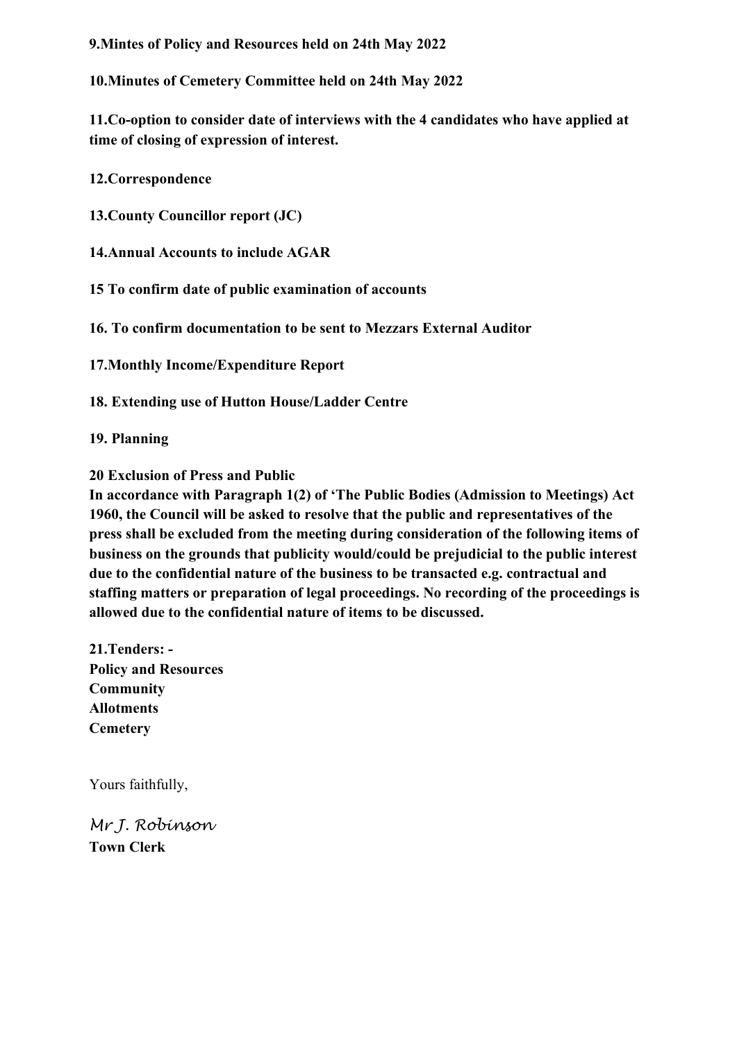**9.Mintes of Policy and Resources held on 24th May 2022**

**10.Minutes of Cemetery Committee held on 24th May 2022**

**11.Co-option to consider date of interviews with the 4 candidates who have applied at time of closing of expression of interest.**

**12.Correspondence**

**13.County Councillor report (JC)**

**14.Annual Accounts to include AGAR**

**15 To confirm date of public examination of accounts**

**16. To confirm documentation to be sent to Mezzars External Auditor**

**17.Monthly Income/Expenditure Report**

**18. Extending use of Hutton House/Ladder Centre**

**19. Planning**

**20 Exclusion of Press and Public**
**In accordance with Paragraph 1(2) of 'The Public Bodies (Admission to Meetings) Act 1960, the Council will be asked to resolve that the public and representatives of the press shall be excluded from the meeting during consideration of the following items of business on the grounds that publicity would/could be prejudicial to the public interest due to the confidential nature of the business to be transacted e.g. contractual and staffing matters or preparation of legal proceedings. No recording of the proceedings is allowed due to the confidential nature of items to be discussed.**

**21.Tenders: -**
**Policy and Resources**
**Community**
**Allotments**
**Cemetery**

Yours faithfully,

*Mr J. Robinson*
**Town Clerk**